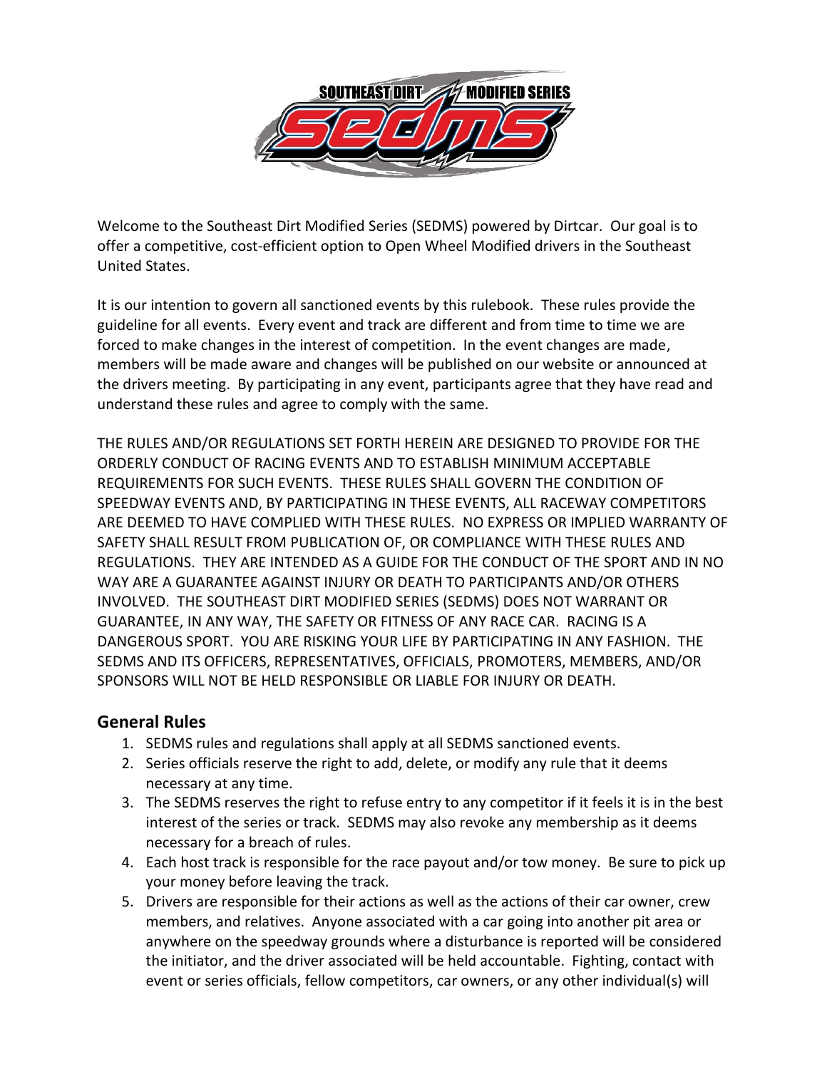Welcome to the Southeast Dirt Modified Series (SEDMS) powered by Dirtcar. Our goal is to offer a competitive, cost-efficient option to Open Wheel Modified drivers in the Southeast United States.

It is our intention to govern all sanctioned events by this rulebook. These rules provide the guideline for all events. Every event and track are different and from time to time we are forced to make changes in the interest of competition. In the event changes are made, members will be made aware and changes will be published on our website or announced at the drivers meeting. By participating in any event, participants agree that they have read and understand these rules and agree to comply with the same.

THE RULES AND/OR REGULATIONS SET FORTH HEREIN ARE DESIGNED TO PROVIDE FOR THE ORDERLY CONDUCT OF RACING EVENTS AND TO ESTABLISH MINIMUM ACCEPTABLE REQUIREMENTS FOR SUCH EVENTS. THESE RULES SHALL GOVERN THE CONDITION OF SPEEDWAY EVENTS AND, BY PARTICIPATING IN THESE EVENTS, ALL RACEWAY COMPETITORS ARE DEEMED TO HAVE COMPLIED WITH THESE RULES. NO EXPRESS OR IMPLIED WARRANTY OF SAFETY SHALL RESULT FROM PUBLICATION OF, OR COMPLIANCE WITH THESE RULES AND REGULATIONS. THEY ARE INTENDED AS A GUIDE FOR THE CONDUCT OF THE SPORT AND IN NO WAY ARE A GUARANTEE AGAINST INJURY OR DEATH TO PARTICIPANTS AND/OR OTHERS INVOLVED. THE SOUTHEAST DIRT MODIFIED SERIES (SEDMS) DOES NOT WARRANT OR GUARANTEE, IN ANY WAY, THE SAFETY OR FITNESS OF ANY RACE CAR. RACING IS A DANGEROUS SPORT. YOU ARE RISKING YOUR LIFE BY PARTICIPATING IN ANY FASHION. THE SEDMS AND ITS OFFICERS, REPRESENTATIVES, OFFICIALS, PROMOTERS, MEMBERS, AND/OR SPONSORS WILL NOT BE HELD RESPONSIBLE OR LIABLE FOR INJURY OR DEATH.

## General Rules

1. SEDMS rules and regulations shall apply at all SEDMS sanctioned events.
2. Series officials reserve the right to add, delete, or modify any rule that it deems necessary at any time.
3. The SEDMS reserves the right to refuse entry to any competitor if it feels it is in the best interest of the series or track. SEDMS may also revoke any membership as it deems necessary for a breach of rules.
4. Each host track is responsible for the race payout and/or tow money. Be sure to pick up your money before leaving the track.
5. Drivers are responsible for their actions as well as the actions of their car owner, crew members, and relatives. Anyone associated with a car going into another pit area or anywhere on the speedway grounds where a disturbance is reported will be considered the initiator, and the driver associated will be held accountable. Fighting, contact with event or series officials, fellow competitors, car owners, or any other individual(s) will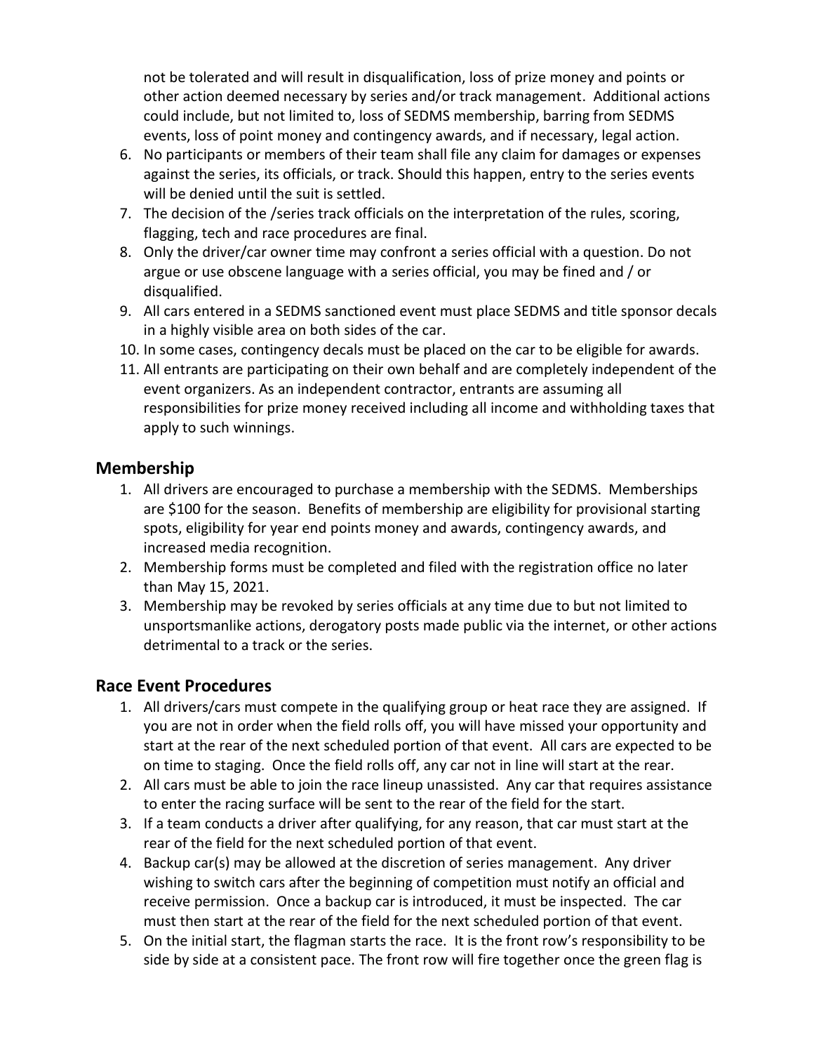not be tolerated and will result in disqualification, loss of prize money and points or other action deemed necessary by series and/or track management. Additional actions could include, but not limited to, loss of SEDMS membership, barring from SEDMS events, loss of point money and contingency awards, and if necessary, legal action.

6. No participants or members of their team shall file any claim for damages or expenses against the series, its officials, or track. Should this happen, entry to the series events will be denied until the suit is settled.
7. The decision of the /series track officials on the interpretation of the rules, scoring, flagging, tech and race procedures are final.
8. Only the driver/car owner time may confront a series official with a question. Do not argue or use obscene language with a series official, you may be fined and / or disqualified.
9. All cars entered in a SEDMS sanctioned event must place SEDMS and title sponsor decals in a highly visible area on both sides of the car.
10. In some cases, contingency decals must be placed on the car to be eligible for awards.
11. All entrants are participating on their own behalf and are completely independent of the event organizers. As an independent contractor, entrants are assuming all responsibilities for prize money received including all income and withholding taxes that apply to such winnings.

## Membership

1. All drivers are encouraged to purchase a membership with the SEDMS. Memberships are $100 for the season. Benefits of membership are eligibility for provisional starting spots, eligibility for year end points money and awards, contingency awards, and increased media recognition.
2. Membership forms must be completed and filed with the registration office no later than May 15, 2021.
3. Membership may be revoked by series officials at any time due to but not limited to unsportsmanlike actions, derogatory posts made public via the internet, or other actions detrimental to a track or the series.

## Race Event Procedures

1. All drivers/cars must compete in the qualifying group or heat race they are assigned. If you are not in order when the field rolls off, you will have missed your opportunity and start at the rear of the next scheduled portion of that event. All cars are expected to be on time to staging. Once the field rolls off, any car not in line will start at the rear.
2. All cars must be able to join the race lineup unassisted. Any car that requires assistance to enter the racing surface will be sent to the rear of the field for the start.
3. If a team conducts a driver after qualifying, for any reason, that car must start at the rear of the field for the next scheduled portion of that event.
4. Backup car(s) may be allowed at the discretion of series management. Any driver wishing to switch cars after the beginning of competition must notify an official and receive permission. Once a backup car is introduced, it must be inspected. The car must then start at the rear of the field for the next scheduled portion of that event.
5. On the initial start, the flagman starts the race. It is the front row's responsibility to be side by side at a consistent pace. The front row will fire together once the green flag is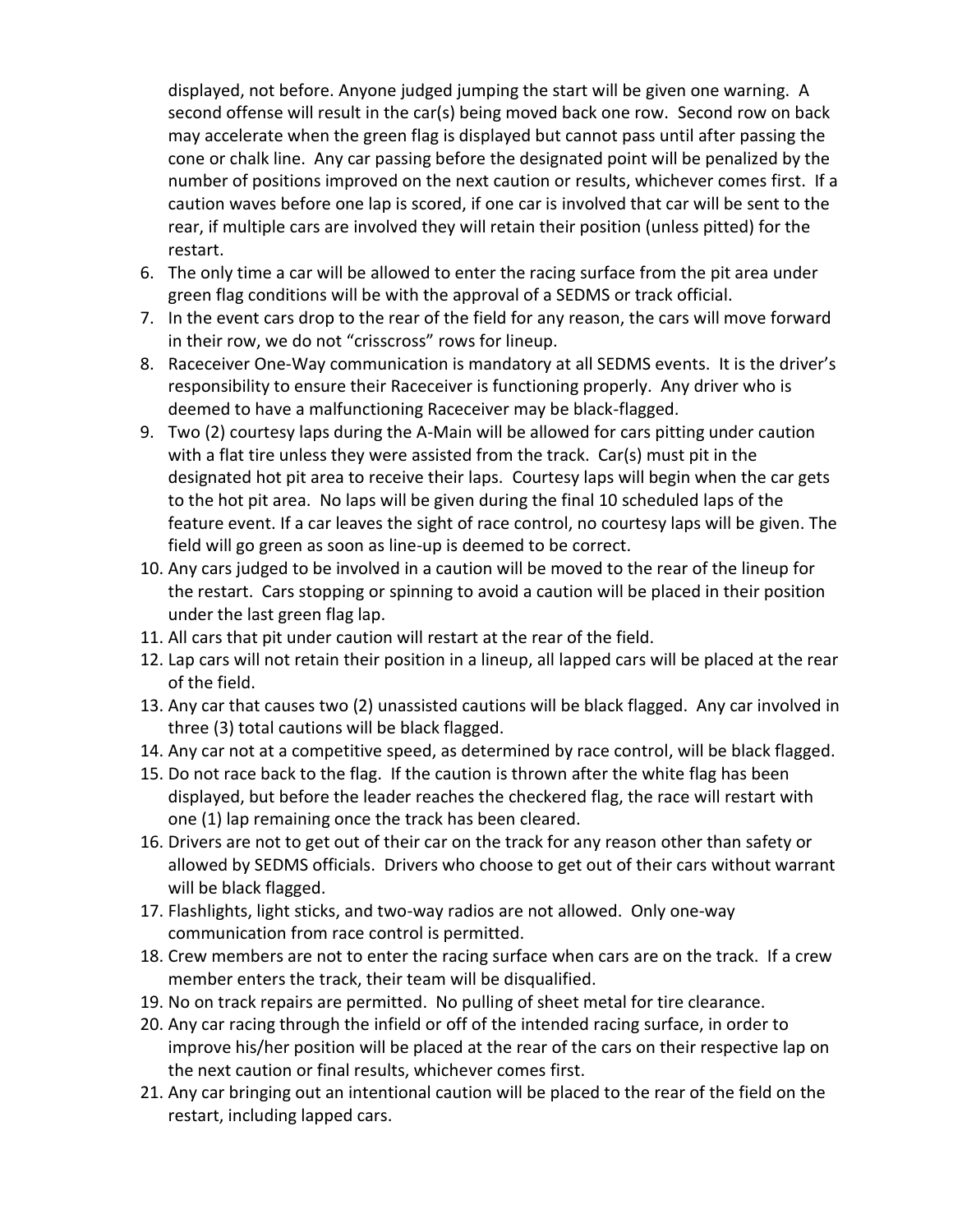displayed, not before. Anyone judged jumping the start will be given one warning. A second offense will result in the car(s) being moved back one row. Second row on back may accelerate when the green flag is displayed but cannot pass until after passing the cone or chalk line. Any car passing before the designated point will be penalized by the number of positions improved on the next caution or results, whichever comes first. If a caution waves before one lap is scored, if one car is involved that car will be sent to the rear, if multiple cars are involved they will retain their position (unless pitted) for the restart.

6. The only time a car will be allowed to enter the racing surface from the pit area under green flag conditions will be with the approval of a SEDMS or track official.
7. In the event cars drop to the rear of the field for any reason, the cars will move forward in their row, we do not "crisscross" rows for lineup.
8. Raceceiver One-Way communication is mandatory at all SEDMS events. It is the driver's responsibility to ensure their Raceceiver is functioning properly. Any driver who is deemed to have a malfunctioning Raceceiver may be black-flagged.
9. Two (2) courtesy laps during the A-Main will be allowed for cars pitting under caution with a flat tire unless they were assisted from the track. Car(s) must pit in the designated hot pit area to receive their laps. Courtesy laps will begin when the car gets to the hot pit area. No laps will be given during the final 10 scheduled laps of the feature event. If a car leaves the sight of race control, no courtesy laps will be given. The field will go green as soon as line-up is deemed to be correct.
10. Any cars judged to be involved in a caution will be moved to the rear of the lineup for the restart. Cars stopping or spinning to avoid a caution will be placed in their position under the last green flag lap.
11. All cars that pit under caution will restart at the rear of the field.
12. Lap cars will not retain their position in a lineup, all lapped cars will be placed at the rear of the field.
13. Any car that causes two (2) unassisted cautions will be black flagged. Any car involved in three (3) total cautions will be black flagged.
14. Any car not at a competitive speed, as determined by race control, will be black flagged.
15. Do not race back to the flag. If the caution is thrown after the white flag has been displayed, but before the leader reaches the checkered flag, the race will restart with one (1) lap remaining once the track has been cleared.
16. Drivers are not to get out of their car on the track for any reason other than safety or allowed by SEDMS officials. Drivers who choose to get out of their cars without warrant will be black flagged.
17. Flashlights, light sticks, and two-way radios are not allowed. Only one-way communication from race control is permitted.
18. Crew members are not to enter the racing surface when cars are on the track. If a crew member enters the track, their team will be disqualified.
19. No on track repairs are permitted. No pulling of sheet metal for tire clearance.
20. Any car racing through the infield or off of the intended racing surface, in order to improve his/her position will be placed at the rear of the cars on their respective lap on the next caution or final results, whichever comes first.
21. Any car bringing out an intentional caution will be placed to the rear of the field on the restart, including lapped cars.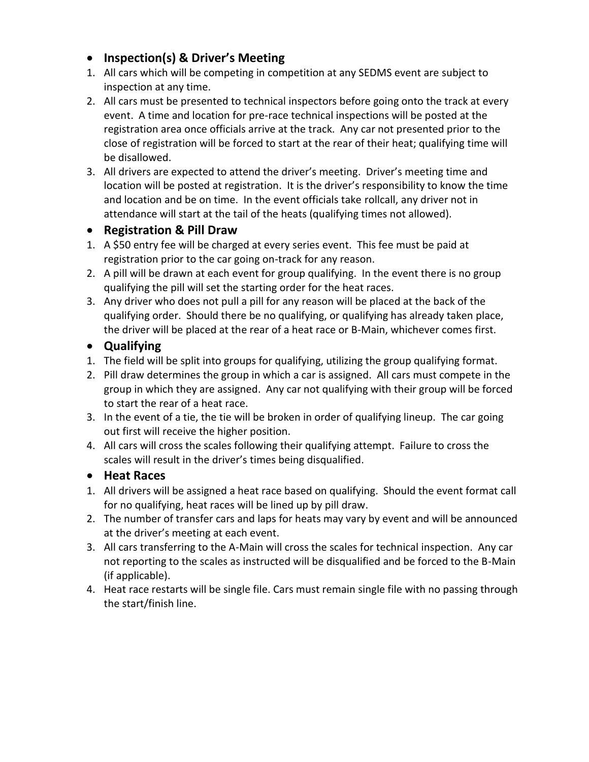- **Inspection(s) & Driver's Meeting**

1. All cars which will be competing in competition at any SEDMS event are subject to inspection at any time.
2. All cars must be presented to technical inspectors before going onto the track at every event. A time and location for pre-race technical inspections will be posted at the registration area once officials arrive at the track. Any car not presented prior to the close of registration will be forced to start at the rear of their heat; qualifying time will be disallowed.
3. All drivers are expected to attend the driver's meeting. Driver's meeting time and location will be posted at registration. It is the driver's responsibility to know the time and location and be on time. In the event officials take rollcall, any driver not in attendance will start at the tail of the heats (qualifying times not allowed).

- **Registration & Pill Draw**

1. A $50 entry fee will be charged at every series event. This fee must be paid at registration prior to the car going on-track for any reason.
2. A pill will be drawn at each event for group qualifying. In the event there is no group qualifying the pill will set the starting order for the heat races.
3. Any driver who does not pull a pill for any reason will be placed at the back of the qualifying order. Should there be no qualifying, or qualifying has already taken place, the driver will be placed at the rear of a heat race or B-Main, whichever comes first.

- **Qualifying**

1. The field will be split into groups for qualifying, utilizing the group qualifying format.
2. Pill draw determines the group in which a car is assigned. All cars must compete in the group in which they are assigned. Any car not qualifying with their group will be forced to start the rear of a heat race.
3. In the event of a tie, the tie will be broken in order of qualifying lineup. The car going out first will receive the higher position.
4. All cars will cross the scales following their qualifying attempt. Failure to cross the scales will result in the driver's times being disqualified.

- **Heat Races**

1. All drivers will be assigned a heat race based on qualifying. Should the event format call for no qualifying, heat races will be lined up by pill draw.
2. The number of transfer cars and laps for heats may vary by event and will be announced at the driver's meeting at each event.
3. All cars transferring to the A-Main will cross the scales for technical inspection. Any car not reporting to the scales as instructed will be disqualified and be forced to the B-Main (if applicable).
4. Heat race restarts will be single file. Cars must remain single file with no passing through the start/finish line.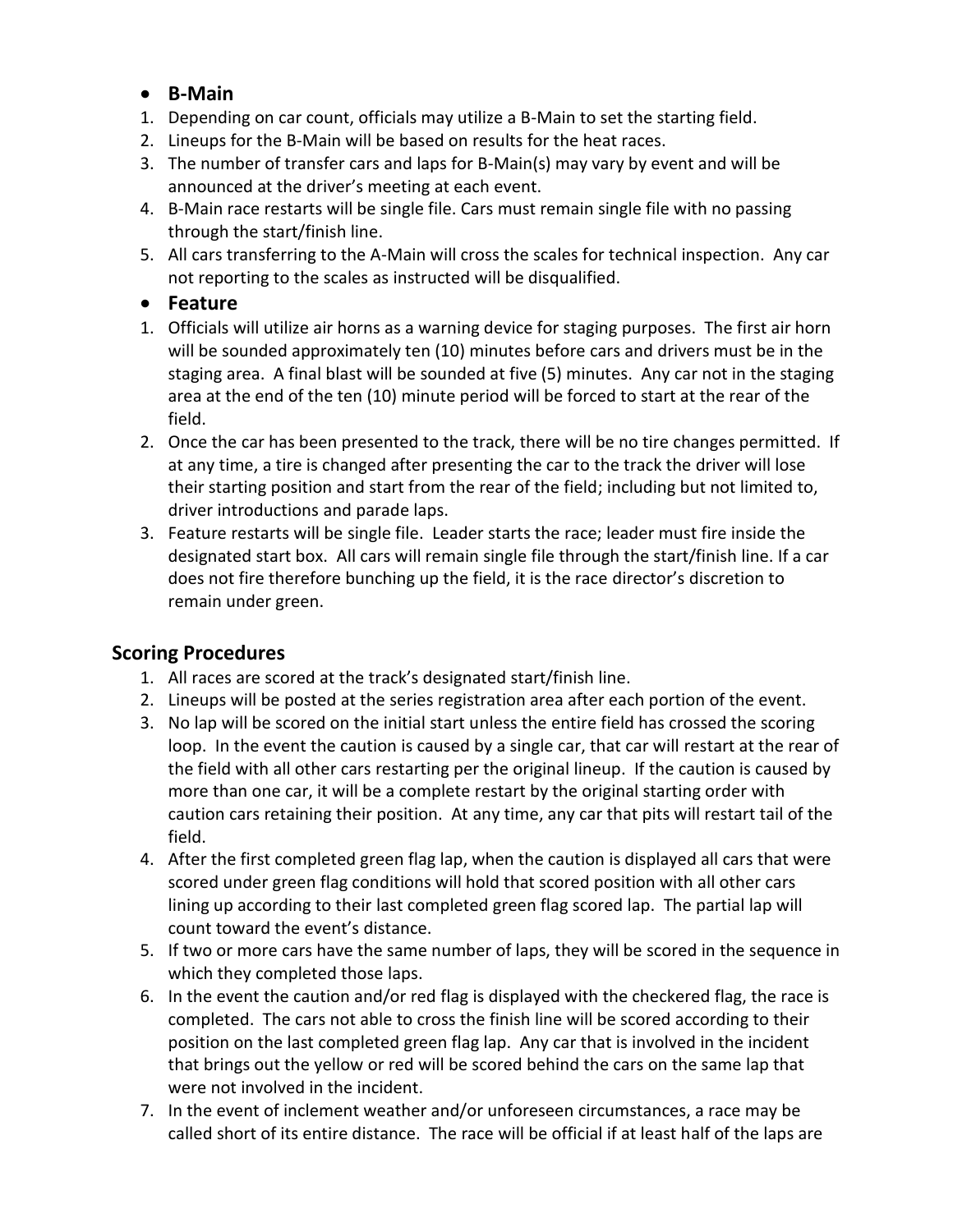- **B-Main**

1. Depending on car count, officials may utilize a B-Main to set the starting field.
2. Lineups for the B-Main will be based on results for the heat races.
3. The number of transfer cars and laps for B-Main(s) may vary by event and will be announced at the driver's meeting at each event.
4. B-Main race restarts will be single file. Cars must remain single file with no passing through the start/finish line.
5. All cars transferring to the A-Main will cross the scales for technical inspection. Any car not reporting to the scales as instructed will be disqualified.

- **Feature**

1. Officials will utilize air horns as a warning device for staging purposes. The first air horn will be sounded approximately ten (10) minutes before cars and drivers must be in the staging area. A final blast will be sounded at five (5) minutes. Any car not in the staging area at the end of the ten (10) minute period will be forced to start at the rear of the field.
2. Once the car has been presented to the track, there will be no tire changes permitted. If at any time, a tire is changed after presenting the car to the track the driver will lose their starting position and start from the rear of the field; including but not limited to, driver introductions and parade laps.
3. Feature restarts will be single file. Leader starts the race; leader must fire inside the designated start box. All cars will remain single file through the start/finish line. If a car does not fire therefore bunching up the field, it is the race director's discretion to remain under green.

## Scoring Procedures

1. All races are scored at the track's designated start/finish line.
2. Lineups will be posted at the series registration area after each portion of the event.
3. No lap will be scored on the initial start unless the entire field has crossed the scoring loop. In the event the caution is caused by a single car, that car will restart at the rear of the field with all other cars restarting per the original lineup. If the caution is caused by more than one car, it will be a complete restart by the original starting order with caution cars retaining their position. At any time, any car that pits will restart tail of the field.
4. After the first completed green flag lap, when the caution is displayed all cars that were scored under green flag conditions will hold that scored position with all other cars lining up according to their last completed green flag scored lap. The partial lap will count toward the event's distance.
5. If two or more cars have the same number of laps, they will be scored in the sequence in which they completed those laps.
6. In the event the caution and/or red flag is displayed with the checkered flag, the race is completed. The cars not able to cross the finish line will be scored according to their position on the last completed green flag lap. Any car that is involved in the incident that brings out the yellow or red will be scored behind the cars on the same lap that were not involved in the incident.
7. In the event of inclement weather and/or unforeseen circumstances, a race may be called short of its entire distance. The race will be official if at least half of the laps are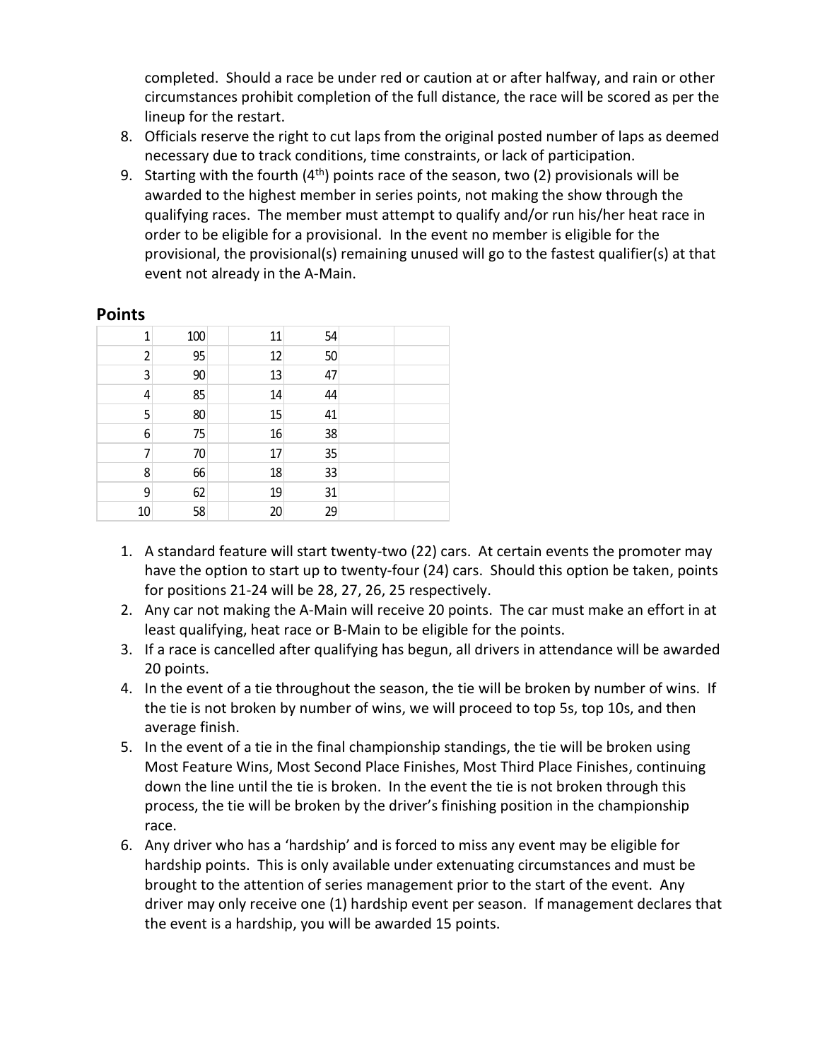completed. Should a race be under red or caution at or after halfway, and rain or other circumstances prohibit completion of the full distance, the race will be scored as per the lineup for the restart.

8. Officials reserve the right to cut laps from the original posted number of laps as deemed necessary due to track conditions, time constraints, or lack of participation.
9. Starting with the fourth (4th) points race of the season, two (2) provisionals will be awarded to the highest member in series points, not making the show through the qualifying races. The member must attempt to qualify and/or run his/her heat race in order to be eligible for a provisional. In the event no member is eligible for the provisional, the provisional(s) remaining unused will go to the fastest qualifier(s) at that event not already in the A-Main.

## Points

| | | | | | |
|---|---|---|---|---|---|
| 1 | 100 | 11 | 54 | | |
| 2 | 95 | 12 | 50 | | |
| 3 | 90 | 13 | 47 | | |
| 4 | 85 | 14 | 44 | | |
| 5 | 80 | 15 | 41 | | |
| 6 | 75 | 16 | 38 | | |
| 7 | 70 | 17 | 35 | | |
| 8 | 66 | 18 | 33 | | |
| 9 | 62 | 19 | 31 | | |
| 10 | 58 | 20 | 29 | | |

1. A standard feature will start twenty-two (22) cars. At certain events the promoter may have the option to start up to twenty-four (24) cars. Should this option be taken, points for positions 21-24 will be 28, 27, 26, 25 respectively.
2. Any car not making the A-Main will receive 20 points. The car must make an effort in at least qualifying, heat race or B-Main to be eligible for the points.
3. If a race is cancelled after qualifying has begun, all drivers in attendance will be awarded 20 points.
4. In the event of a tie throughout the season, the tie will be broken by number of wins. If the tie is not broken by number of wins, we will proceed to top 5s, top 10s, and then average finish.
5. In the event of a tie in the final championship standings, the tie will be broken using Most Feature Wins, Most Second Place Finishes, Most Third Place Finishes, continuing down the line until the tie is broken. In the event the tie is not broken through this process, the tie will be broken by the driver's finishing position in the championship race.
6. Any driver who has a 'hardship' and is forced to miss any event may be eligible for hardship points. This is only available under extenuating circumstances and must be brought to the attention of series management prior to the start of the event. Any driver may only receive one (1) hardship event per season. If management declares that the event is a hardship, you will be awarded 15 points.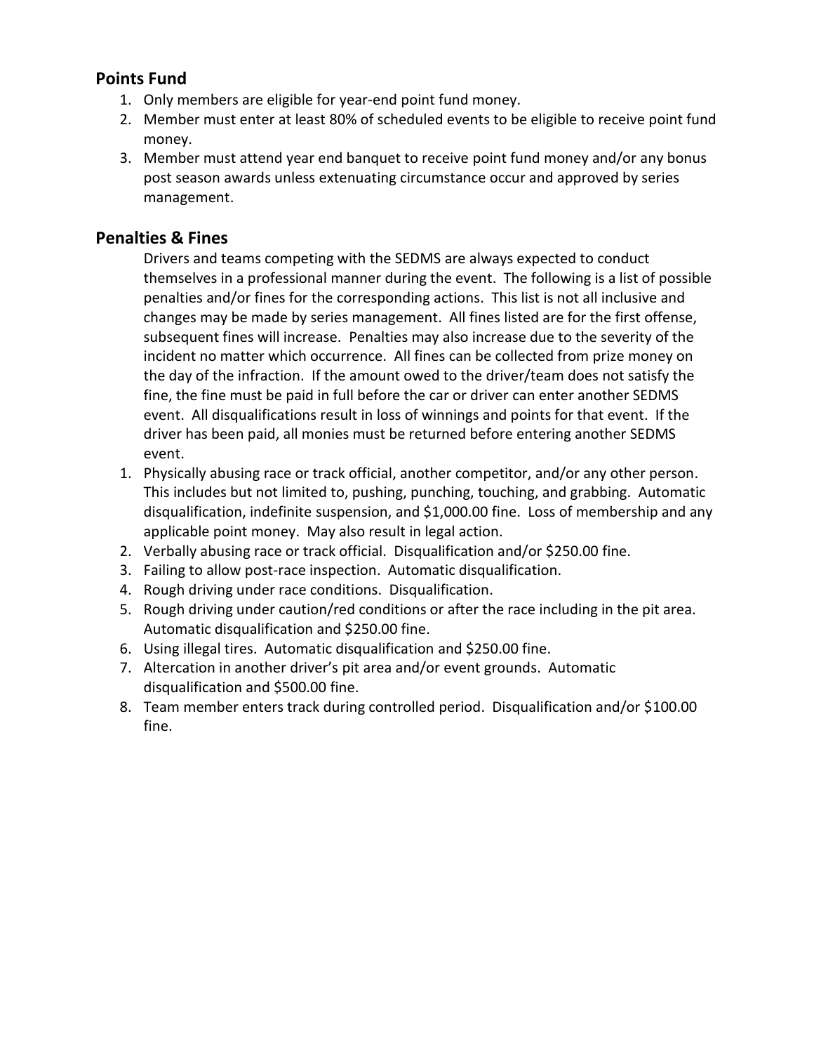## Points Fund

1. Only members are eligible for year-end point fund money.
2. Member must enter at least 80% of scheduled events to be eligible to receive point fund money.
3. Member must attend year end banquet to receive point fund money and/or any bonus post season awards unless extenuating circumstance occur and approved by series management.

## Penalties & Fines

Drivers and teams competing with the SEDMS are always expected to conduct themselves in a professional manner during the event. The following is a list of possible penalties and/or fines for the corresponding actions. This list is not all inclusive and changes may be made by series management. All fines listed are for the first offense, subsequent fines will increase. Penalties may also increase due to the severity of the incident no matter which occurrence. All fines can be collected from prize money on the day of the infraction. If the amount owed to the driver/team does not satisfy the fine, the fine must be paid in full before the car or driver can enter another SEDMS event. All disqualifications result in loss of winnings and points for that event. If the driver has been paid, all monies must be returned before entering another SEDMS event.

1. Physically abusing race or track official, another competitor, and/or any other person. This includes but not limited to, pushing, punching, touching, and grabbing. Automatic disqualification, indefinite suspension, and $1,000.00 fine. Loss of membership and any applicable point money. May also result in legal action.
2. Verbally abusing race or track official. Disqualification and/or $250.00 fine.
3. Failing to allow post-race inspection. Automatic disqualification.
4. Rough driving under race conditions. Disqualification.
5. Rough driving under caution/red conditions or after the race including in the pit area. Automatic disqualification and $250.00 fine.
6. Using illegal tires. Automatic disqualification and $250.00 fine.
7. Altercation in another driver's pit area and/or event grounds. Automatic disqualification and $500.00 fine.
8. Team member enters track during controlled period. Disqualification and/or $100.00 fine.